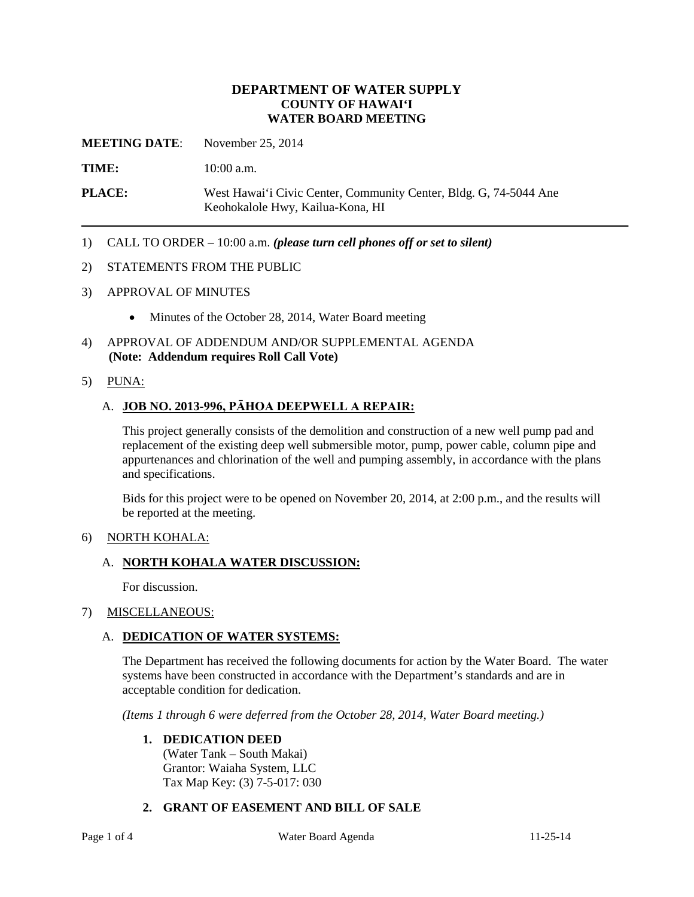**DEPARTMENT OF WATER SUPPLY**
**COUNTY OF HAWAIʻI**
**WATER BOARD MEETING**

**MEETING DATE**: November 25, 2014

**TIME:** 10:00 a.m.

**PLACE:** West Hawaiʻi Civic Center, Community Center, Bldg. G, 74-5044 Ane Keohokalole Hwy, Kailua-Kona, HI

---

1) CALL TO ORDER – 10:00 a.m. ***(please turn cell phones off or set to silent)***

2) STATEMENTS FROM THE PUBLIC

3) APPROVAL OF MINUTES

   - Minutes of the October 28, 2014, Water Board meeting

4) APPROVAL OF ADDENDUM AND/OR SUPPLEMENTAL AGENDA
   **(Note: Addendum requires Roll Call Vote)**

5) PUNA:

   A. **JOB NO. 2013-996, PĀHOA DEEPWELL A REPAIR:**

   This project generally consists of the demolition and construction of a new well pump pad and replacement of the existing deep well submersible motor, pump, power cable, column pipe and appurtenances and chlorination of the well and pumping assembly, in accordance with the plans and specifications.

   Bids for this project were to be opened on November 20, 2014, at 2:00 p.m., and the results will be reported at the meeting.

6) NORTH KOHALA:

   A. **NORTH KOHALA WATER DISCUSSION:**

   For discussion.

7) MISCELLANEOUS:

   A. **DEDICATION OF WATER SYSTEMS:**

   The Department has received the following documents for action by the Water Board. The water systems have been constructed in accordance with the Department's standards and are in acceptable condition for dedication.

   *(Items 1 through 6 were deferred from the October 28, 2014, Water Board meeting.)*

   1. **DEDICATION DEED**
      (Water Tank – South Makai)
      Grantor: Waiaha System, LLC
      Tax Map Key: (3) 7-5-017: 030

   2. **GRANT OF EASEMENT AND BILL OF SALE**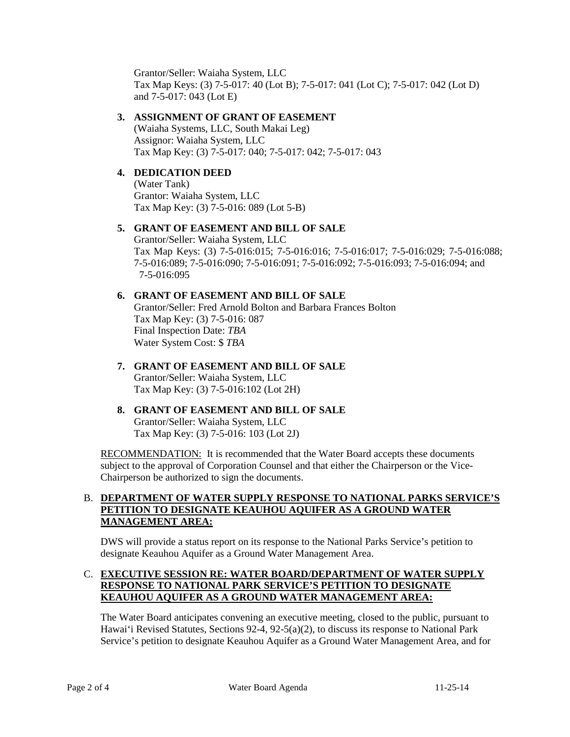Grantor/Seller: Waiaha System, LLC
Tax Map Keys: (3) 7-5-017: 40 (Lot B); 7-5-017: 041 (Lot C); 7-5-017: 042 (Lot D) and 7-5-017: 043 (Lot E)

3. **ASSIGNMENT OF GRANT OF EASEMENT**
   (Waiaha Systems, LLC, South Makai Leg)
   Assignor: Waiaha System, LLC
   Tax Map Key: (3) 7-5-017: 040; 7-5-017: 042; 7-5-017: 043

4. **DEDICATION DEED**
   (Water Tank)
   Grantor: Waiaha System, LLC
   Tax Map Key: (3) 7-5-016: 089 (Lot 5-B)

5. **GRANT OF EASEMENT AND BILL OF SALE**
   Grantor/Seller: Waiaha System, LLC
   Tax Map Keys: (3) 7-5-016:015; 7-5-016:016; 7-5-016:017; 7-5-016:029; 7-5-016:088; 7-5-016:089; 7-5-016:090; 7-5-016:091; 7-5-016:092; 7-5-016:093; 7-5-016:094; and 7-5-016:095

6. **GRANT OF EASEMENT AND BILL OF SALE**
   Grantor/Seller: Fred Arnold Bolton and Barbara Frances Bolton
   Tax Map Key: (3) 7-5-016: 087
   Final Inspection Date: *TBA*
   Water System Cost: $ *TBA*

7. **GRANT OF EASEMENT AND BILL OF SALE**
   Grantor/Seller: Waiaha System, LLC
   Tax Map Key: (3) 7-5-016:102 (Lot 2H)

8. **GRANT OF EASEMENT AND BILL OF SALE**
   Grantor/Seller: Waiaha System, LLC
   Tax Map Key: (3) 7-5-016: 103 (Lot 2J)

RECOMMENDATION: It is recommended that the Water Board accepts these documents subject to the approval of Corporation Counsel and that either the Chairperson or the Vice-Chairperson be authorized to sign the documents.

B. **DEPARTMENT OF WATER SUPPLY RESPONSE TO NATIONAL PARKS SERVICE'S PETITION TO DESIGNATE KEAUHOU AQUIFER AS A GROUND WATER MANAGEMENT AREA:**

DWS will provide a status report on its response to the National Parks Service's petition to designate Keauhou Aquifer as a Ground Water Management Area.

C. **EXECUTIVE SESSION RE: WATER BOARD/DEPARTMENT OF WATER SUPPLY RESPONSE TO NATIONAL PARK SERVICE'S PETITION TO DESIGNATE KEAUHOU AQUIFER AS A GROUND WATER MANAGEMENT AREA:**

The Water Board anticipates convening an executive meeting, closed to the public, pursuant to Hawai'i Revised Statutes, Sections 92-4, 92-5(a)(2), to discuss its response to National Park Service's petition to designate Keauhou Aquifer as a Ground Water Management Area, and for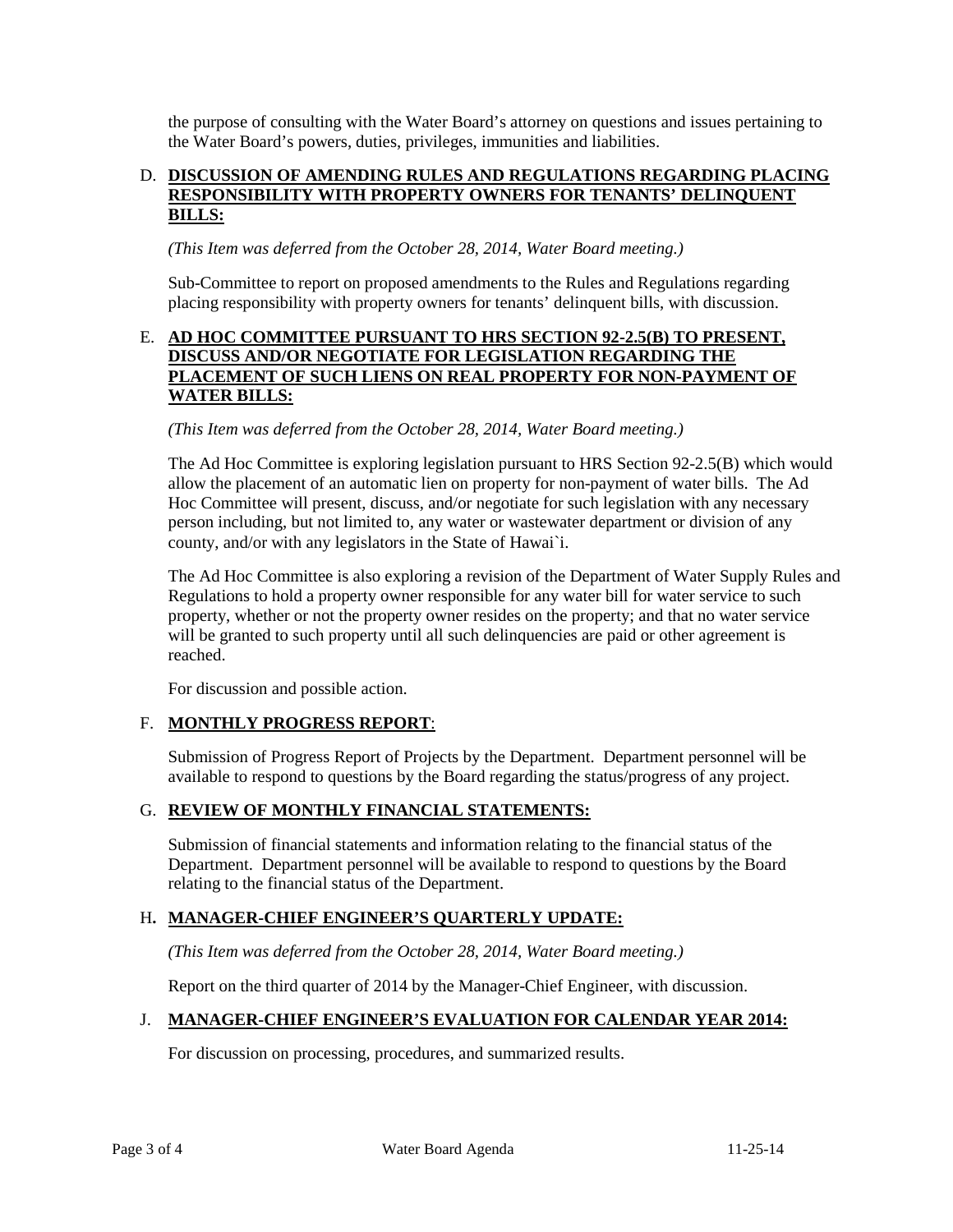the purpose of consulting with the Water Board's attorney on questions and issues pertaining to the Water Board's powers, duties, privileges, immunities and liabilities.

D. **DISCUSSION OF AMENDING RULES AND REGULATIONS REGARDING PLACING RESPONSIBILITY WITH PROPERTY OWNERS FOR TENANTS' DELINQUENT BILLS:**

*(This Item was deferred from the October 28, 2014, Water Board meeting.)*

Sub-Committee to report on proposed amendments to the Rules and Regulations regarding placing responsibility with property owners for tenants' delinquent bills, with discussion.

E. **AD HOC COMMITTEE PURSUANT TO HRS SECTION 92-2.5(B) TO PRESENT, DISCUSS AND/OR NEGOTIATE FOR LEGISLATION REGARDING THE PLACEMENT OF SUCH LIENS ON REAL PROPERTY FOR NON-PAYMENT OF WATER BILLS:**

*(This Item was deferred from the October 28, 2014, Water Board meeting.)*

The Ad Hoc Committee is exploring legislation pursuant to HRS Section 92-2.5(B) which would allow the placement of an automatic lien on property for non-payment of water bills. The Ad Hoc Committee will present, discuss, and/or negotiate for such legislation with any necessary person including, but not limited to, any water or wastewater department or division of any county, and/or with any legislators in the State of Hawai`i.

The Ad Hoc Committee is also exploring a revision of the Department of Water Supply Rules and Regulations to hold a property owner responsible for any water bill for water service to such property, whether or not the property owner resides on the property; and that no water service will be granted to such property until all such delinquencies are paid or other agreement is reached.

For discussion and possible action.

F. **MONTHLY PROGRESS REPORT**:

Submission of Progress Report of Projects by the Department. Department personnel will be available to respond to questions by the Board regarding the status/progress of any project.

G. **REVIEW OF MONTHLY FINANCIAL STATEMENTS:**

Submission of financial statements and information relating to the financial status of the Department. Department personnel will be available to respond to questions by the Board relating to the financial status of the Department.

H. **MANAGER-CHIEF ENGINEER'S QUARTERLY UPDATE:**

*(This Item was deferred from the October 28, 2014, Water Board meeting.)*

Report on the third quarter of 2014 by the Manager-Chief Engineer, with discussion.

J. **MANAGER-CHIEF ENGINEER'S EVALUATION FOR CALENDAR YEAR 2014:**

For discussion on processing, procedures, and summarized results.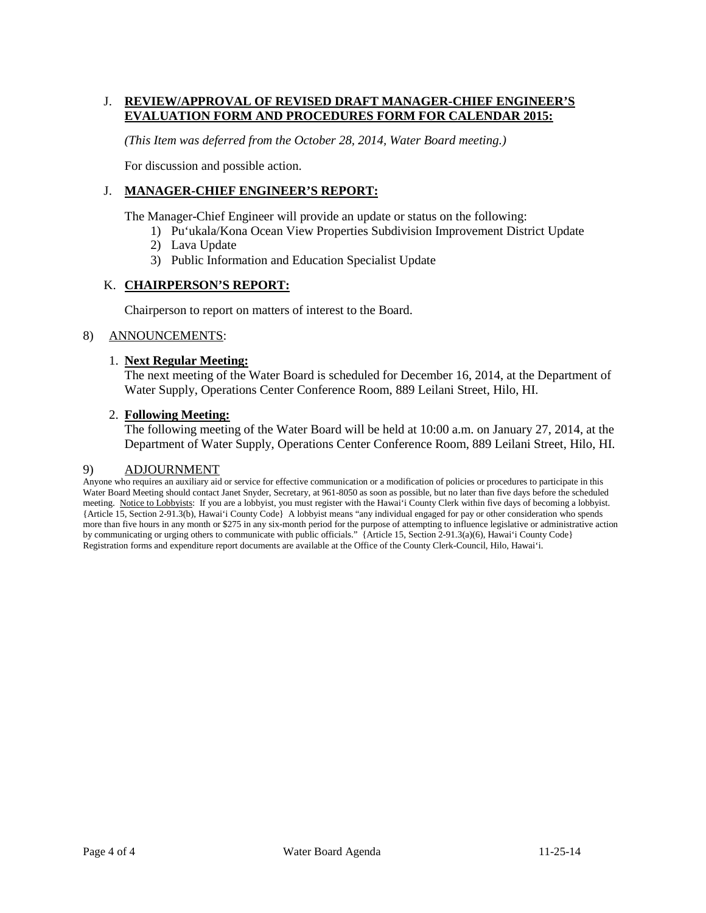J. **REVIEW/APPROVAL OF REVISED DRAFT MANAGER-CHIEF ENGINEER'S EVALUATION FORM AND PROCEDURES FORM FOR CALENDAR 2015:**

*(This Item was deferred from the October 28, 2014, Water Board meeting.)*

For discussion and possible action.

J. **MANAGER-CHIEF ENGINEER'S REPORT:**

The Manager-Chief Engineer will provide an update or status on the following:

1) Pu'ukala/Kona Ocean View Properties Subdivision Improvement District Update
2) Lava Update
3) Public Information and Education Specialist Update

K. **CHAIRPERSON'S REPORT:**

Chairperson to report on matters of interest to the Board.

8) ANNOUNCEMENTS:

1. **Next Regular Meeting:**
The next meeting of the Water Board is scheduled for December 16, 2014, at the Department of Water Supply, Operations Center Conference Room, 889 Leilani Street, Hilo, HI.

2. **Following Meeting:**
The following meeting of the Water Board will be held at 10:00 a.m. on January 27, 2014, at the Department of Water Supply, Operations Center Conference Room, 889 Leilani Street, Hilo, HI.

9) ADJOURNMENT

Anyone who requires an auxiliary aid or service for effective communication or a modification of policies or procedures to participate in this Water Board Meeting should contact Janet Snyder, Secretary, at 961-8050 as soon as possible, but no later than five days before the scheduled meeting. Notice to Lobbyists: If you are a lobbyist, you must register with the Hawai'i County Clerk within five days of becoming a lobbyist. {Article 15, Section 2-91.3(b), Hawai'i County Code} A lobbyist means "any individual engaged for pay or other consideration who spends more than five hours in any month or $275 in any six-month period for the purpose of attempting to influence legislative or administrative action by communicating or urging others to communicate with public officials." {Article 15, Section 2-91.3(a)(6), Hawai'i County Code} Registration forms and expenditure report documents are available at the Office of the County Clerk-Council, Hilo, Hawai'i.